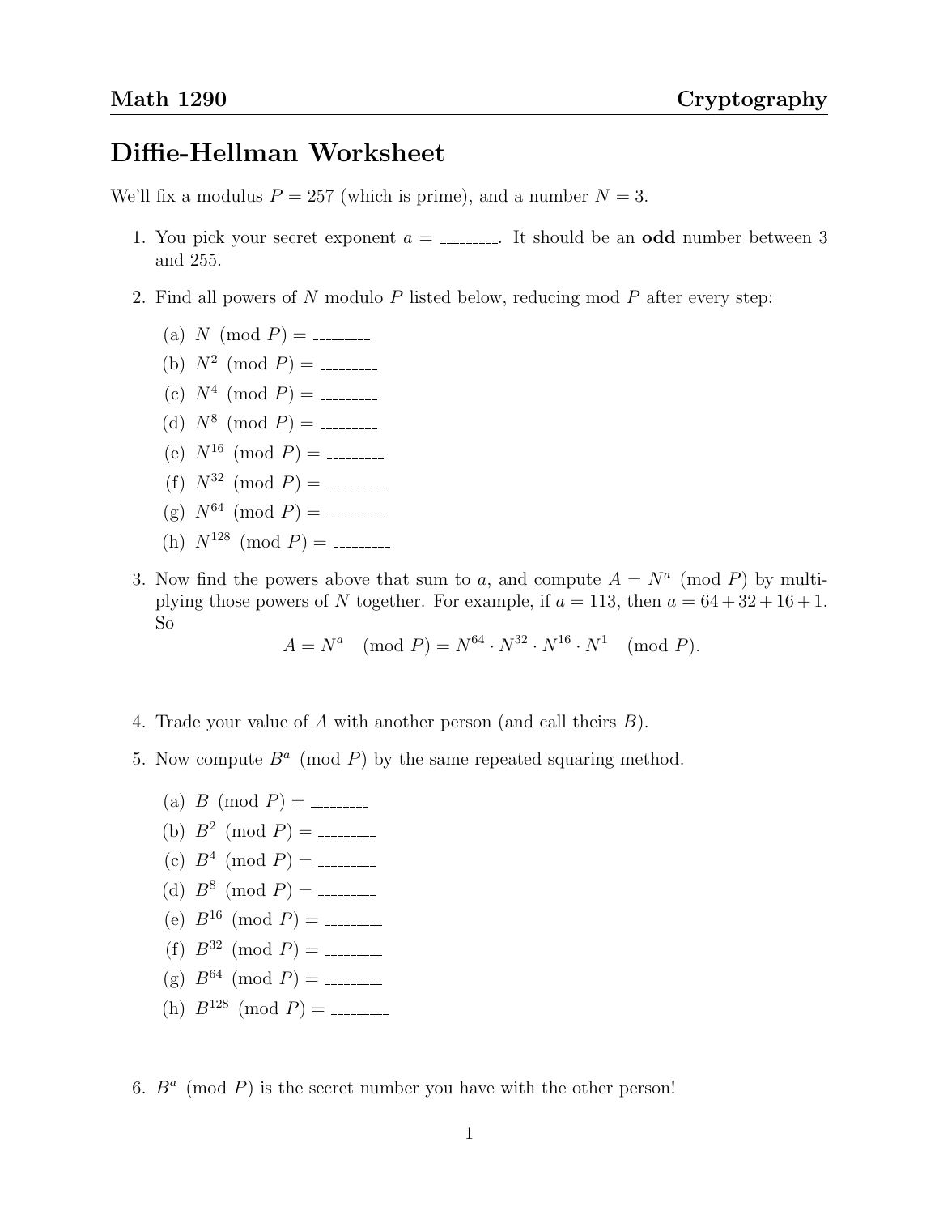**Math 1290** **Cryptography**

# Diffie-Hellman Worksheet

We'll fix a modulus $P = 257$ (which is prime), and a number $N = 3$.

1. You pick your secret exponent $a =$ ________. It should be an **odd** number between 3 and 255.

2. Find all powers of $N$ modulo $P$ listed below, reducing mod $P$ after every step:

   (a) $N \pmod{P} =$ ________

   (b) $N^2 \pmod{P} =$ ________

   (c) $N^4 \pmod{P} =$ ________

   (d) $N^8 \pmod{P} =$ ________

   (e) $N^{16} \pmod{P} =$ ________

   (f) $N^{32} \pmod{P} =$ ________

   (g) $N^{64} \pmod{P} =$ ________

   (h) $N^{128} \pmod{P} =$ ________

3. Now find the powers above that sum to $a$, and compute $A = N^a \pmod{P}$ by multiplying those powers of $N$ together. For example, if $a = 113$, then $a = 64 + 32 + 16 + 1$. So

$$A = N^a \pmod{P} = N^{64} \cdot N^{32} \cdot N^{16} \cdot N^1 \pmod{P}.$$

4. Trade your value of $A$ with another person (and call theirs $B$).

5. Now compute $B^a \pmod{P}$ by the same repeated squaring method.

   (a) $B \pmod{P} =$ ________

   (b) $B^2 \pmod{P} =$ ________

   (c) $B^4 \pmod{P} =$ ________

   (d) $B^8 \pmod{P} =$ ________

   (e) $B^{16} \pmod{P} =$ ________

   (f) $B^{32} \pmod{P} =$ ________

   (g) $B^{64} \pmod{P} =$ ________

   (h) $B^{128} \pmod{P} =$ ________

6. $B^a \pmod{P}$ is the secret number you have with the other person!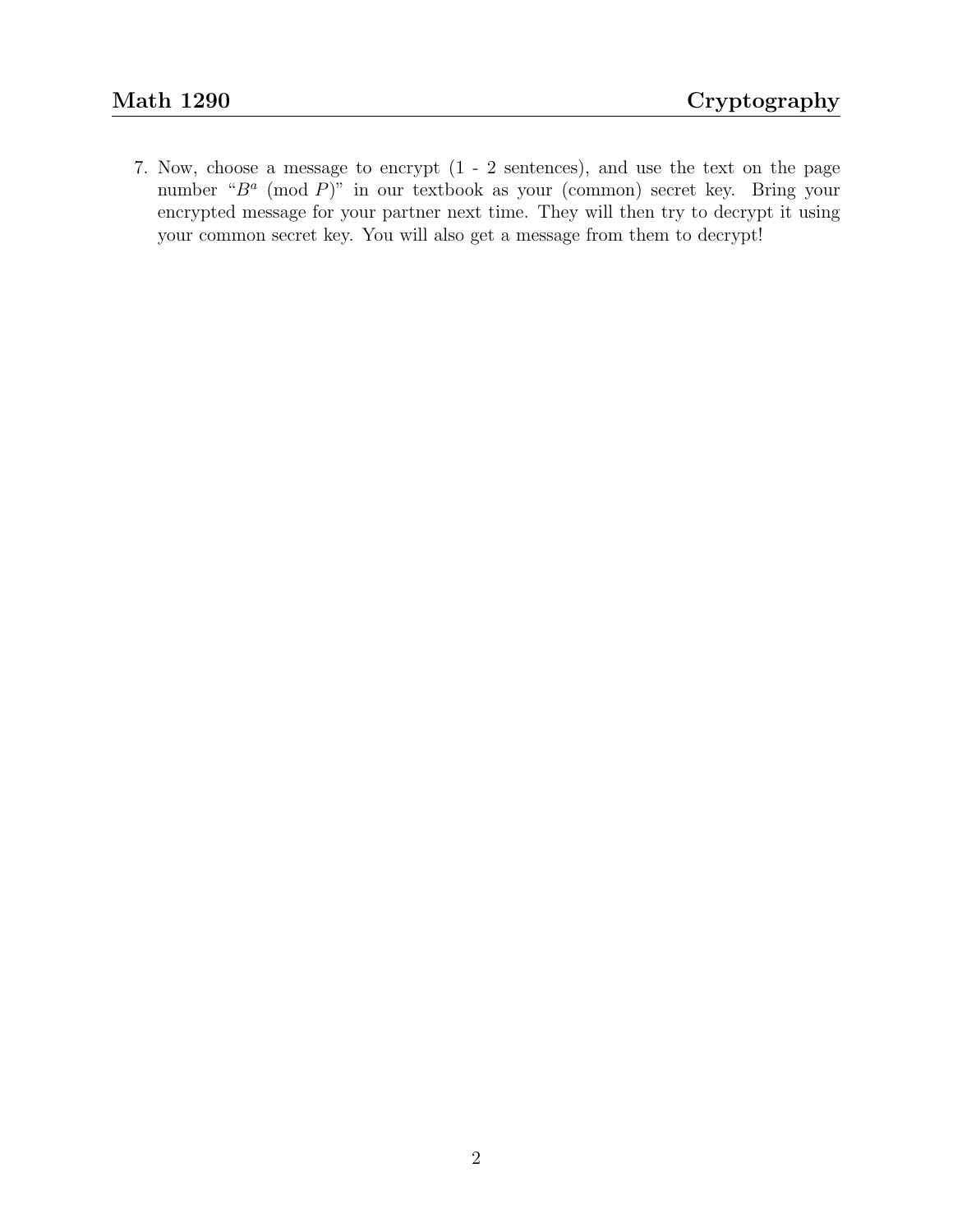7. Now, choose a message to encrypt (1 - 2 sentences), and use the text on the page number "$B^a \pmod{P}$" in our textbook as your (common) secret key. Bring your encrypted message for your partner next time. They will then try to decrypt it using your common secret key. You will also get a message from them to decrypt!